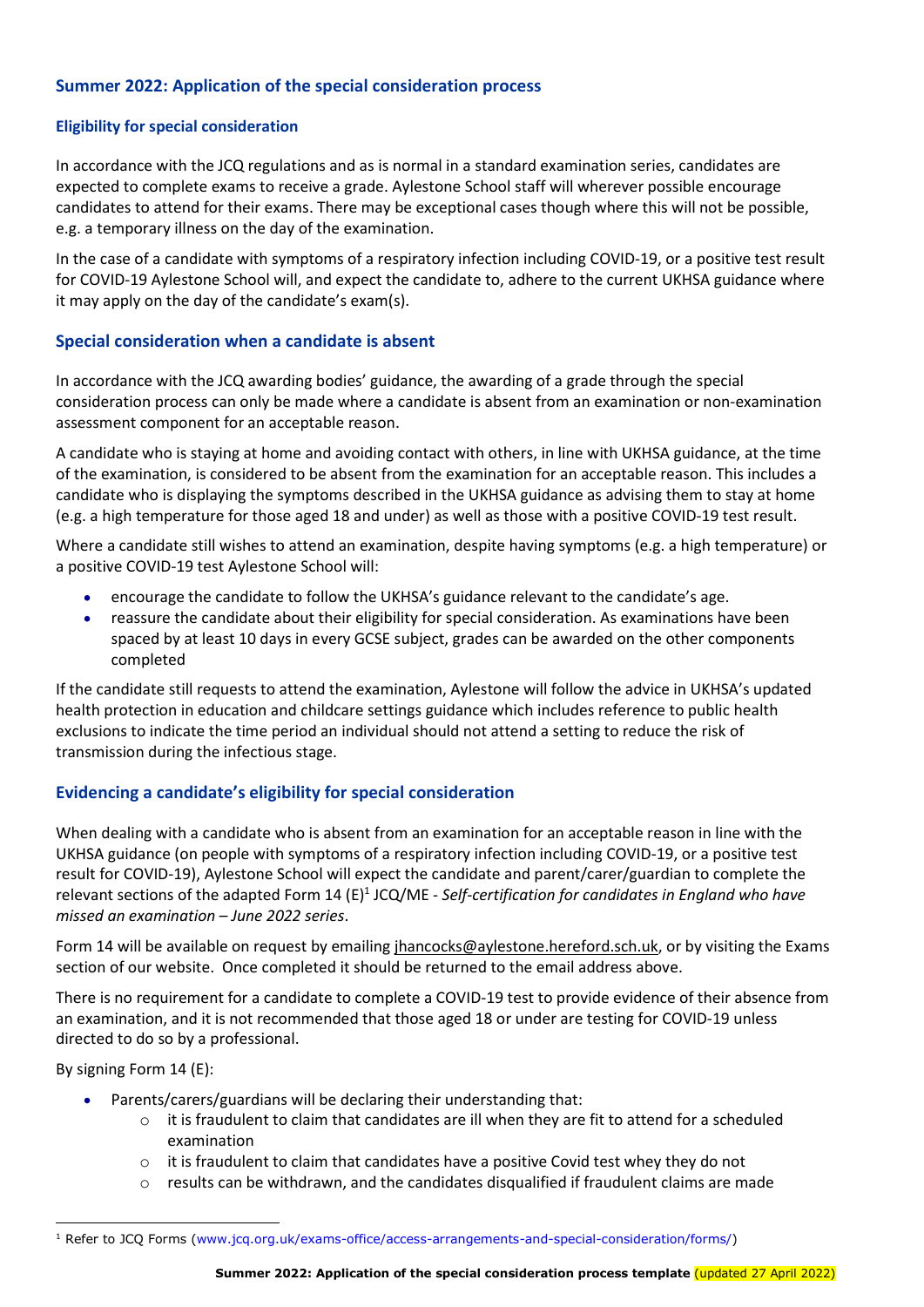## Summary 2022: Application of the special consideration process

### Eligibility for special consideration

In accordance with the JCQ regulations and as is normal in a standard examination series, candidates are expected to complete exams to receive a grade. Aylestone School staff will wherever possible encourage candidates to attend for their exams. There may be exceptional cases though where this will not be possible, e.g. a temporary illness on the day of the examination.

In the case of a candidate with symptoms of a respiratory infection including COVID-19, or a positive test result for COVID-19 Aylestone School will, and expect the candidate to, adhere to the current UKHSA guidance where it may apply on the day of the candidate's exam(s).

### Special consideration when a candidate is absent

In accordance with the JCQ awarding bodies' guidance, the awarding of a grade through the special consideration process can only be made where a candidate is absent from an examination or non-examination assessment component for an acceptable reason.

A candidate who is staying at home and avoiding contact with others, in line with UKHSA guidance, at the time of the examination, is considered to be absent from the examination for an acceptable reason. This includes a candidate who is displaying the symptoms described in the UKHSA guidance as advising them to stay at home (e.g. a high temperature for those aged 18 and under) as well as those with a positive COVID-19 test result.

Where a candidate still wishes to attend an examination, despite having symptoms (e.g. a high temperature) or a positive COVID-19 test Aylestone School will:

- encourage the candidate to follow the UKHSA's guidance relevant to the candidate's age.
- reassure the candidate about their eligibility for special consideration. As examinations have been spaced by at least 10 days in every GCSE subject, grades can be awarded on the other components completed

If the candidate still requests to attend the examination, Aylestone will follow the advice in UKHSA's updated health protection in education and childcare settings guidance which includes reference to public health exclusions to indicate the time period an individual should not attend a setting to reduce the risk of transmission during the infectious stage.

### Evidencing a candidate's eligibility for special consideration

When dealing with a candidate who is absent from an examination for an acceptable reason in line with the UKHSA guidance (on people with symptoms of a respiratory infection including COVID-19, or a positive test result for COVID-19), Aylestone School will expect the candidate and parent/carer/guardian to complete the relevant sections of the adapted Form 14 (E)[1] JCQ/ME - *Self-certification for candidates in England who have missed an examination – June 2022 series*.

Form 14 will be available on request by emailing jhancocks@aylestone.hereford.sch.uk, or by visiting the Exams section of our website. Once completed it should be returned to the email address above.

There is no requirement for a candidate to complete a COVID-19 test to provide evidence of their absence from an examination, and it is not recommended that those aged 18 or under are testing for COVID-19 unless directed to do so by a professional.

By signing Form 14 (E):

- Parents/carers/guardians will be declaring their understanding that:
  - it is fraudulent to claim that candidates are ill when they are fit to attend for a scheduled examination
  - it is fraudulent to claim that candidates have a positive Covid test whey they do not
  - results can be withdrawn, and the candidates disqualified if fraudulent claims are made

[1] Refer to JCQ Forms (www.jcq.org.uk/exams-office/access-arrangements-and-special-consideration/forms/)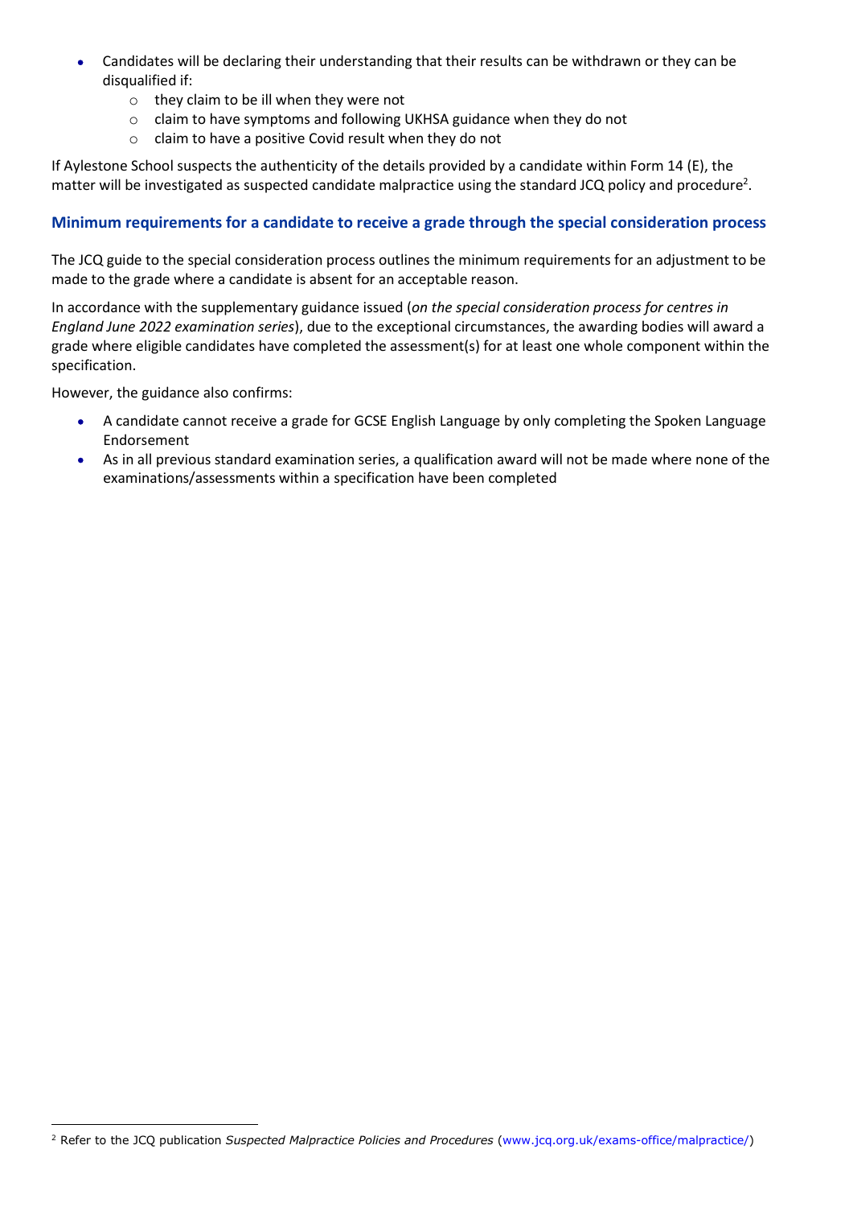- Candidates will be declaring their understanding that their results can be withdrawn or they can be disqualified if:
  - they claim to be ill when they were not
  - claim to have symptoms and following UKHSA guidance when they do not
  - claim to have a positive Covid result when they do not

If Aylestone School suspects the authenticity of the details provided by a candidate within Form 14 (E), the matter will be investigated as suspected candidate malpractice using the standard JCQ policy and procedure[2].

### Minimum requirements for a candidate to receive a grade through the special consideration process

The JCQ guide to the special consideration process outlines the minimum requirements for an adjustment to be made to the grade where a candidate is absent for an acceptable reason.

In accordance with the supplementary guidance issued (*on the special consideration process for centres in England June 2022 examination series*), due to the exceptional circumstances, the awarding bodies will award a grade where eligible candidates have completed the assessment(s) for at least one whole component within the specification.

However, the guidance also confirms:

- A candidate cannot receive a grade for GCSE English Language by only completing the Spoken Language Endorsement
- As in all previous standard examination series, a qualification award will not be made where none of the examinations/assessments within a specification have been completed

[2] Refer to the JCQ publication *Suspected Malpractice Policies and Procedures* (www.jcq.org.uk/exams-office/malpractice/)